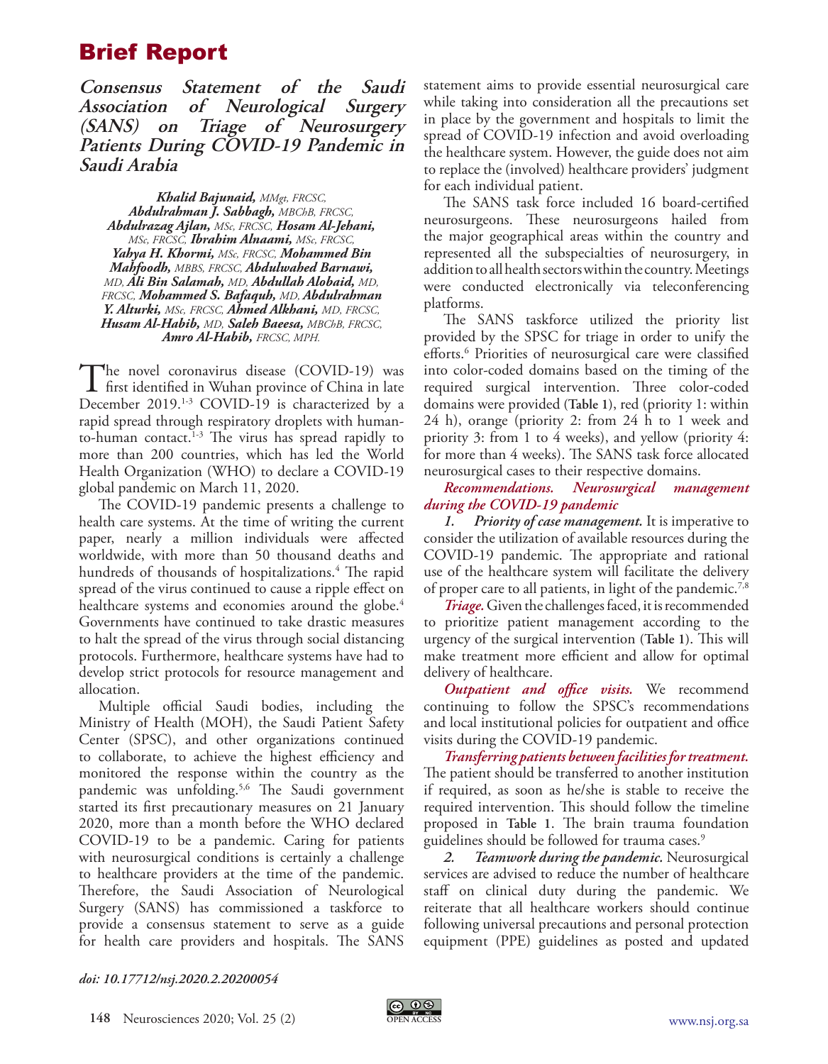# Brief Report

## Consensus Statement of the Saudi Association of Neurological Surgery (SANS) on Triage of Neurosurgery Patients During COVID-19 Pandemic in Saudi Arabia

***Khalid Bajunaid,** MMgt, FRCSC,* ***Abdulrahman J. Sabbagh,** MBChB, FRCSC,* ***Abdulrazag Ajlan,** MSc, FRCSC,* ***Hosam Al-Jehani,** MSc, FRCSC,* ***Ibrahim Alnaami,** MSc, FRCSC,* ***Yahya H. Khormi,** MSc, FRCSC,* ***Mohammed Bin Mahfoodh,** MBBS, FRCSC,* ***Abdulwahed Barnawi,** MD,* ***Ali Bin Salamah,** MD,* ***Abdullah Alobaid,** MD, FRCSC,* ***Mohammed S. Bafaquh,** MD,* ***Abdulrahman Y. Alturki,** MSc, FRCSC,* ***Ahmed Alkhani,** MD, FRCSC,* ***Husam Al-Habib,** MD,* ***Saleh Baeesa,** MBChB, FRCSC,* ***Amro Al-Habib,** FRCSC, MPH.*

The novel coronavirus disease (COVID-19) was first identified in Wuhan province of China in late December 2019.[1-3] COVID-19 is characterized by a rapid spread through respiratory droplets with human-to-human contact.[1-3] The virus has spread rapidly to more than 200 countries, which has led the World Health Organization (WHO) to declare a COVID-19 global pandemic on March 11, 2020.

The COVID-19 pandemic presents a challenge to health care systems. At the time of writing the current paper, nearly a million individuals were affected worldwide, with more than 50 thousand deaths and hundreds of thousands of hospitalizations.[4] The rapid spread of the virus continued to cause a ripple effect on healthcare systems and economies around the globe.[4] Governments have continued to take drastic measures to halt the spread of the virus through social distancing protocols. Furthermore, healthcare systems have had to develop strict protocols for resource management and allocation.

Multiple official Saudi bodies, including the Ministry of Health (MOH), the Saudi Patient Safety Center (SPSC), and other organizations continued to collaborate, to achieve the highest efficiency and monitored the response within the country as the pandemic was unfolding.[5,6] The Saudi government started its first precautionary measures on 21 January 2020, more than a month before the WHO declared COVID-19 to be a pandemic. Caring for patients with neurosurgical conditions is certainly a challenge to healthcare providers at the time of the pandemic. Therefore, the Saudi Association of Neurological Surgery (SANS) has commissioned a taskforce to provide a consensus statement to serve as a guide for health care providers and hospitals. The SANS statement aims to provide essential neurosurgical care while taking into consideration all the precautions set in place by the government and hospitals to limit the spread of COVID-19 infection and avoid overloading the healthcare system. However, the guide does not aim to replace the (involved) healthcare providers' judgment for each individual patient.

The SANS task force included 16 board-certified neurosurgeons. These neurosurgeons hailed from the major geographical areas within the country and represented all the subspecialties of neurosurgery, in addition to all health sectors within the country. Meetings were conducted electronically via teleconferencing platforms.

The SANS taskforce utilized the priority list provided by the SPSC for triage in order to unify the efforts.[6] Priorities of neurosurgical care were classified into color-coded domains based on the timing of the required surgical intervention. Three color-coded domains were provided (**Table 1**), red (priority 1: within 24 h), orange (priority 2: from 24 h to 1 week and priority 3: from 1 to 4 weeks), and yellow (priority 4: for more than 4 weeks). The SANS task force allocated neurosurgical cases to their respective domains.

***Recommendations. Neurosurgical management during the COVID-19 pandemic***

***1. Priority of case management.*** It is imperative to consider the utilization of available resources during the COVID-19 pandemic. The appropriate and rational use of the healthcare system will facilitate the delivery of proper care to all patients, in light of the pandemic.[7,8]

***Triage.*** Given the challenges faced, it is recommended to prioritize patient management according to the urgency of the surgical intervention (**Table 1**). This will make treatment more efficient and allow for optimal delivery of healthcare.

***Outpatient and office visits.*** We recommend continuing to follow the SPSC's recommendations and local institutional policies for outpatient and office visits during the COVID-19 pandemic.

***Transferring patients between facilities for treatment.*** The patient should be transferred to another institution if required, as soon as he/she is stable to receive the required intervention. This should follow the timeline proposed in **Table 1**. The brain trauma foundation guidelines should be followed for trauma cases.[9]

***2. Teamwork during the pandemic.*** Neurosurgical services are advised to reduce the number of healthcare staff on clinical duty during the pandemic. We reiterate that all healthcare workers should continue following universal precautions and personal protection equipment (PPE) guidelines as posted and updated

*doi: 10.17712/nsj.2020.2.20200054*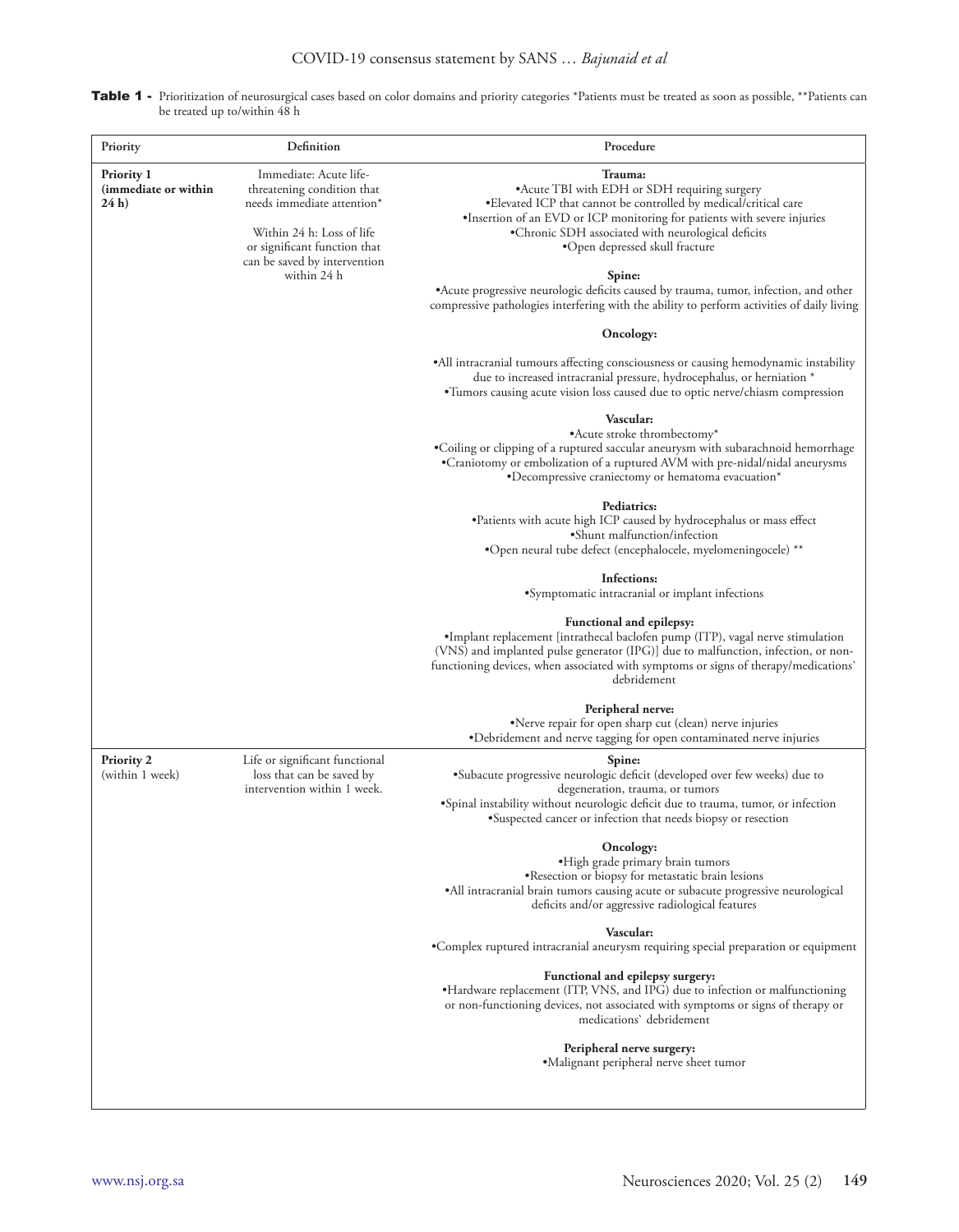**Table 1 -** Prioritization of neurosurgical cases based on color domains and priority categories *Patients must be treated as soon as possible, **Patients can be treated up to/within 48 h

| Priority | Definition | Procedure |
|---|---|---|
| **Priority 1 (immediate or within 24 h)** | Immediate: Acute life-threatening condition that needs immediate attention*<br><br>Within 24 h: Loss of life or significant function that can be saved by intervention within 24 h | **Trauma:**<br>•Acute TBI with EDH or SDH requiring surgery<br>•Elevated ICP that cannot be controlled by medical/critical care<br>•Insertion of an EVD or ICP monitoring for patients with severe injuries<br>•Chronic SDH associated with neurological deficits<br>•Open depressed skull fracture<br><br>**Spine:**<br>•Acute progressive neurologic deficits caused by trauma, tumor, infection, and other compressive pathologies interfering with the ability to perform activities of daily living<br><br>**Oncology:**<br>•All intracranial tumours affecting consciousness or causing hemodynamic instability due to increased intracranial pressure, hydrocephalus, or herniation *<br>•Tumors causing acute vision loss caused due to optic nerve/chiasm compression<br><br>**Vascular:**<br>•Acute stroke thrombectomy*<br>•Coiling or clipping of a ruptured saccular aneurysm with subarachnoid hemorrhage<br>•Craniotomy or embolization of a ruptured AVM with pre-nidal/nidal aneurysms<br>•Decompressive craniectomy or hematoma evacuation*<br><br>**Pediatrics:**<br>•Patients with acute high ICP caused by hydrocephalus or mass effect<br>•Shunt malfunction/infection<br>•Open neural tube defect (encephalocele, myelomeningocele) **<br><br>**Infections:**<br>•Symptomatic intracranial or implant infections<br><br>**Functional and epilepsy:**<br>•Implant replacement [intrathecal baclofen pump (ITP), vagal nerve stimulation (VNS) and implanted pulse generator (IPG)] due to malfunction, infection, or non-functioning devices, when associated with symptoms or signs of therapy/medications` debridement<br><br>**Peripheral nerve:**<br>•Nerve repair for open sharp cut (clean) nerve injuries<br>•Debridement and nerve tagging for open contaminated nerve injuries |
| **Priority 2** (within 1 week) | Life or significant functional loss that can be saved by intervention within 1 week. | **Spine:**<br>•Subacute progressive neurologic deficit (developed over few weeks) due to degeneration, trauma, or tumors<br>•Spinal instability without neurologic deficit due to trauma, tumor, or infection<br>•Suspected cancer or infection that needs biopsy or resection<br><br>**Oncology:**<br>•High grade primary brain tumors<br>•Resection or biopsy for metastatic brain lesions<br>•All intracranial brain tumors causing acute or subacute progressive neurological deficits and/or aggressive radiological features<br><br>**Vascular:**<br>•Complex ruptured intracranial aneurysm requiring special preparation or equipment<br><br>**Functional and epilepsy surgery:**<br>•Hardware replacement (ITP, VNS, and IPG) due to infection or malfunctioning or non-functioning devices, not associated with symptoms or signs of therapy or medications` debridement<br><br>**Peripheral nerve surgery:**<br>•Malignant peripheral nerve sheet tumor |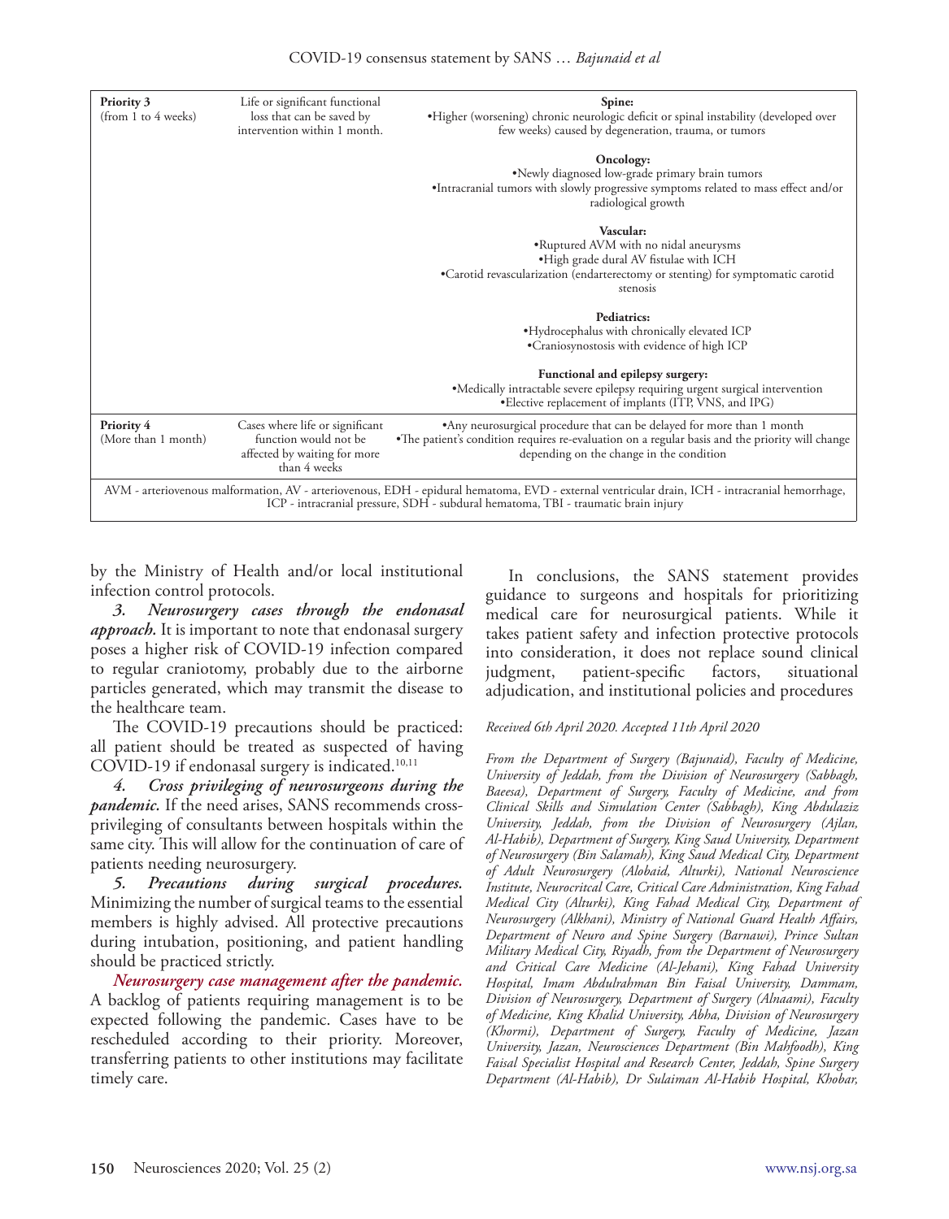| Priority | Description | Cases |
|---|---|---|
| **Priority 3** (from 1 to 4 weeks) | Life or significant functional loss that can be saved by intervention within 1 month. | **Spine:** •Higher (worsening) chronic neurologic deficit or spinal instability (developed over few weeks) caused by degeneration, trauma, or tumors<br><br>**Oncology:** •Newly diagnosed low-grade primary brain tumors •Intracranial tumors with slowly progressive symptoms related to mass effect and/or radiological growth<br><br>**Vascular:** •Ruptured AVM with no nidal aneurysms •High grade dural AV fistulae with ICH •Carotid revascularization (endarterectomy or stenting) for symptomatic carotid stenosis<br><br>**Pediatrics:** •Hydrocephalus with chronically elevated ICP •Craniosynostosis with evidence of high ICP<br><br>**Functional and epilepsy surgery:** •Medically intractable severe epilepsy requiring urgent surgical intervention •Elective replacement of implants (ITP, VNS, and IPG) |
| **Priority 4** (More than 1 month) | Cases where life or significant function would not be affected by waiting for more than 4 weeks | •Any neurosurgical procedure that can be delayed for more than 1 month •The patient's condition requires re-evaluation on a regular basis and the priority will change depending on the change in the condition |

AVM - arteriovenous malformation, AV - arteriovenous, EDH - epidural hematoma, EVD - external ventricular drain, ICH - intracranial hemorrhage, ICP - intracranial pressure, SDH - subdural hematoma, TBI - traumatic brain injury

by the Ministry of Health and/or local institutional infection control protocols.

***3. Neurosurgery cases through the endonasal approach.*** It is important to note that endonasal surgery poses a higher risk of COVID-19 infection compared to regular craniotomy, probably due to the airborne particles generated, which may transmit the disease to the healthcare team.

The COVID-19 precautions should be practiced: all patient should be treated as suspected of having COVID-19 if endonasal surgery is indicated.[10,11]

***4. Cross privileging of neurosurgeons during the pandemic.*** If the need arises, SANS recommends cross-privileging of consultants between hospitals within the same city. This will allow for the continuation of care of patients needing neurosurgery.

***5. Precautions during surgical procedures.*** Minimizing the number of surgical teams to the essential members is highly advised. All protective precautions during intubation, positioning, and patient handling should be practiced strictly.

***Neurosurgery case management after the pandemic.*** A backlog of patients requiring management is to be expected following the pandemic. Cases have to be rescheduled according to their priority. Moreover, transferring patients to other institutions may facilitate timely care.

In conclusions, the SANS statement provides guidance to surgeons and hospitals for prioritizing medical care for neurosurgical patients. While it takes patient safety and infection protective protocols into consideration, it does not replace sound clinical judgment, patient-specific factors, situational adjudication, and institutional policies and procedures

*Received 6th April 2020. Accepted 11th April 2020*

*From the Department of Surgery (Bajunaid), Faculty of Medicine, University of Jeddah, from the Division of Neurosurgery (Sabbagh, Baeesa), Department of Surgery, Faculty of Medicine, and from Clinical Skills and Simulation Center (Sabbagh), King Abdulaziz University, Jeddah, from the Division of Neurosurgery (Ajlan, Al-Habib), Department of Surgery, King Saud University, Department of Neurosurgery (Bin Salamah), King Saud Medical City, Department of Adult Neurosurgery (Alobaid, Alturki), National Neuroscience Institute, Neurocritcal Care, Critical Care Administration, King Fahad Medical City (Alturki), King Fahad Medical City, Department of Neurosurgery (Alkhani), Ministry of National Guard Health Affairs, Department of Neuro and Spine Surgery (Barnawi), Prince Sultan Military Medical City, Riyadh, from the Department of Neurosurgery and Critical Care Medicine (Al-Jehani), King Fahad University Hospital, Imam Abdulrahman Bin Faisal University, Dammam, Division of Neurosurgery, Department of Surgery (Alnaami), Faculty of Medicine, King Khalid University, Abha, Division of Neurosurgery (Khormi), Department of Surgery, Faculty of Medicine, Jazan University, Jazan, Neurosciences Department (Bin Mahfoodh), King Faisal Specialist Hospital and Research Center, Jeddah, Spine Surgery Department (Al-Habib), Dr Sulaiman Al-Habib Hospital, Khobar,*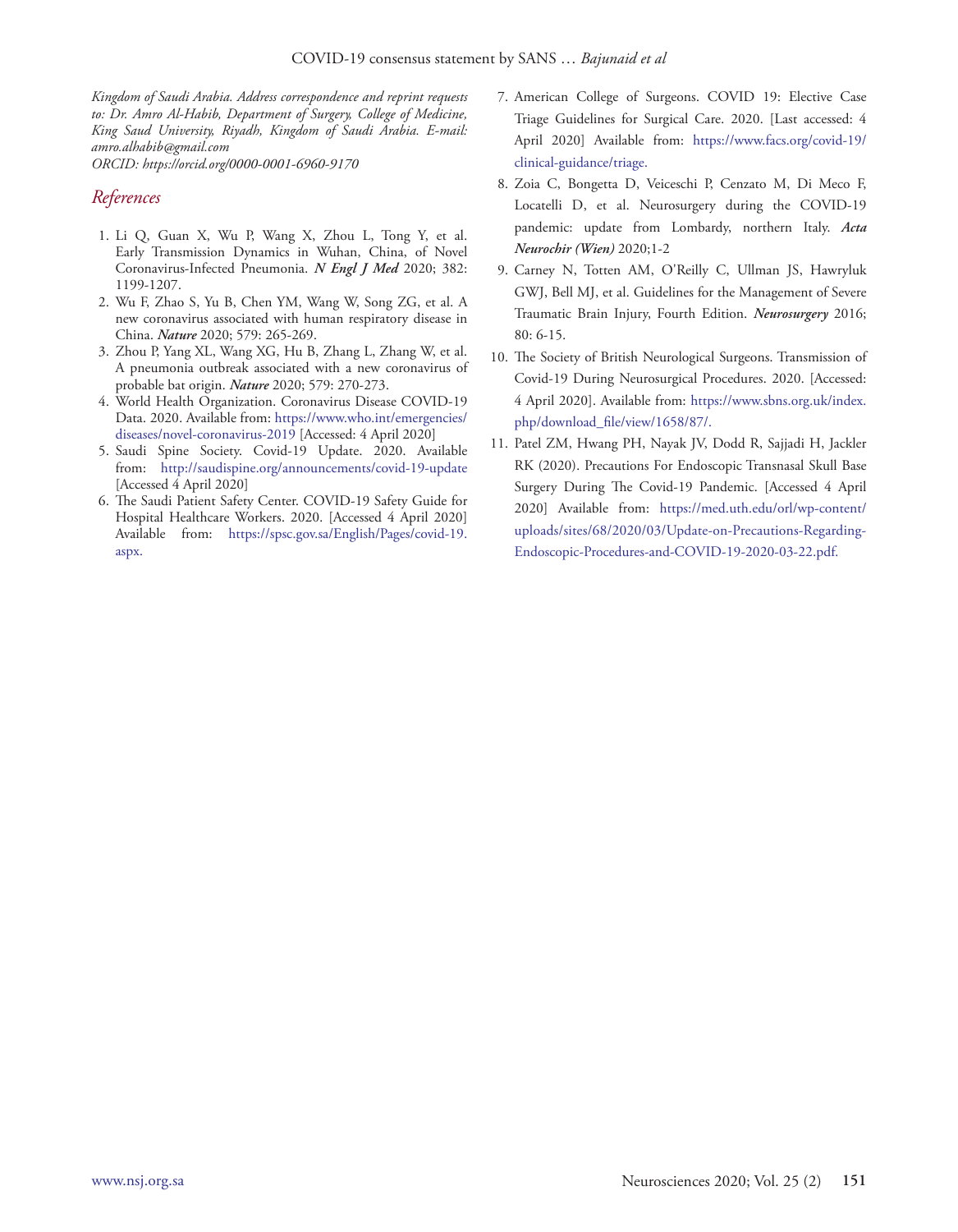*Kingdom of Saudi Arabia. Address correspondence and reprint requests to: Dr. Amro Al-Habib, Department of Surgery, College of Medicine, King Saud University, Riyadh, Kingdom of Saudi Arabia. E-mail: amro.alhabib@gmail.com*
*ORCID: https://orcid.org/0000-0001-6960-9170*

## *References*

1. Li Q, Guan X, Wu P, Wang X, Zhou L, Tong Y, et al. Early Transmission Dynamics in Wuhan, China, of Novel Coronavirus-Infected Pneumonia. ***N Engl J Med*** 2020; 382: 1199-1207.
2. Wu F, Zhao S, Yu B, Chen YM, Wang W, Song ZG, et al. A new coronavirus associated with human respiratory disease in China. ***Nature*** 2020; 579: 265-269.
3. Zhou P, Yang XL, Wang XG, Hu B, Zhang L, Zhang W, et al. A pneumonia outbreak associated with a new coronavirus of probable bat origin. ***Nature*** 2020; 579: 270-273.
4. World Health Organization. Coronavirus Disease COVID-19 Data. 2020. Available from: https://www.who.int/emergencies/diseases/novel-coronavirus-2019 [Accessed: 4 April 2020]
5. Saudi Spine Society. Covid-19 Update. 2020. Available from: http://saudispine.org/announcements/covid-19-update [Accessed 4 April 2020]
6. The Saudi Patient Safety Center. COVID-19 Safety Guide for Hospital Healthcare Workers. 2020. [Accessed 4 April 2020] Available from: https://spsc.gov.sa/English/Pages/covid-19.aspx.
7. American College of Surgeons. COVID 19: Elective Case Triage Guidelines for Surgical Care. 2020. [Last accessed: 4 April 2020] Available from: https://www.facs.org/covid-19/clinical-guidance/triage.
8. Zoia C, Bongetta D, Veiceschi P, Cenzato M, Di Meco F, Locatelli D, et al. Neurosurgery during the COVID-19 pandemic: update from Lombardy, northern Italy. ***Acta Neurochir (Wien)*** 2020;1-2
9. Carney N, Totten AM, O'Reilly C, Ullman JS, Hawryluk GWJ, Bell MJ, et al. Guidelines for the Management of Severe Traumatic Brain Injury, Fourth Edition. ***Neurosurgery*** 2016; 80: 6-15.
10. The Society of British Neurological Surgeons. Transmission of Covid-19 During Neurosurgical Procedures. 2020. [Accessed: 4 April 2020]. Available from: https://www.sbns.org.uk/index.php/download_file/view/1658/87/.
11. Patel ZM, Hwang PH, Nayak JV, Dodd R, Sajjadi H, Jackler RK (2020). Precautions For Endoscopic Transnasal Skull Base Surgery During The Covid-19 Pandemic. [Accessed 4 April 2020] Available from: https://med.uth.edu/orl/wp-content/uploads/sites/68/2020/03/Update-on-Precautions-Regarding-Endoscopic-Procedures-and-COVID-19-2020-03-22.pdf.